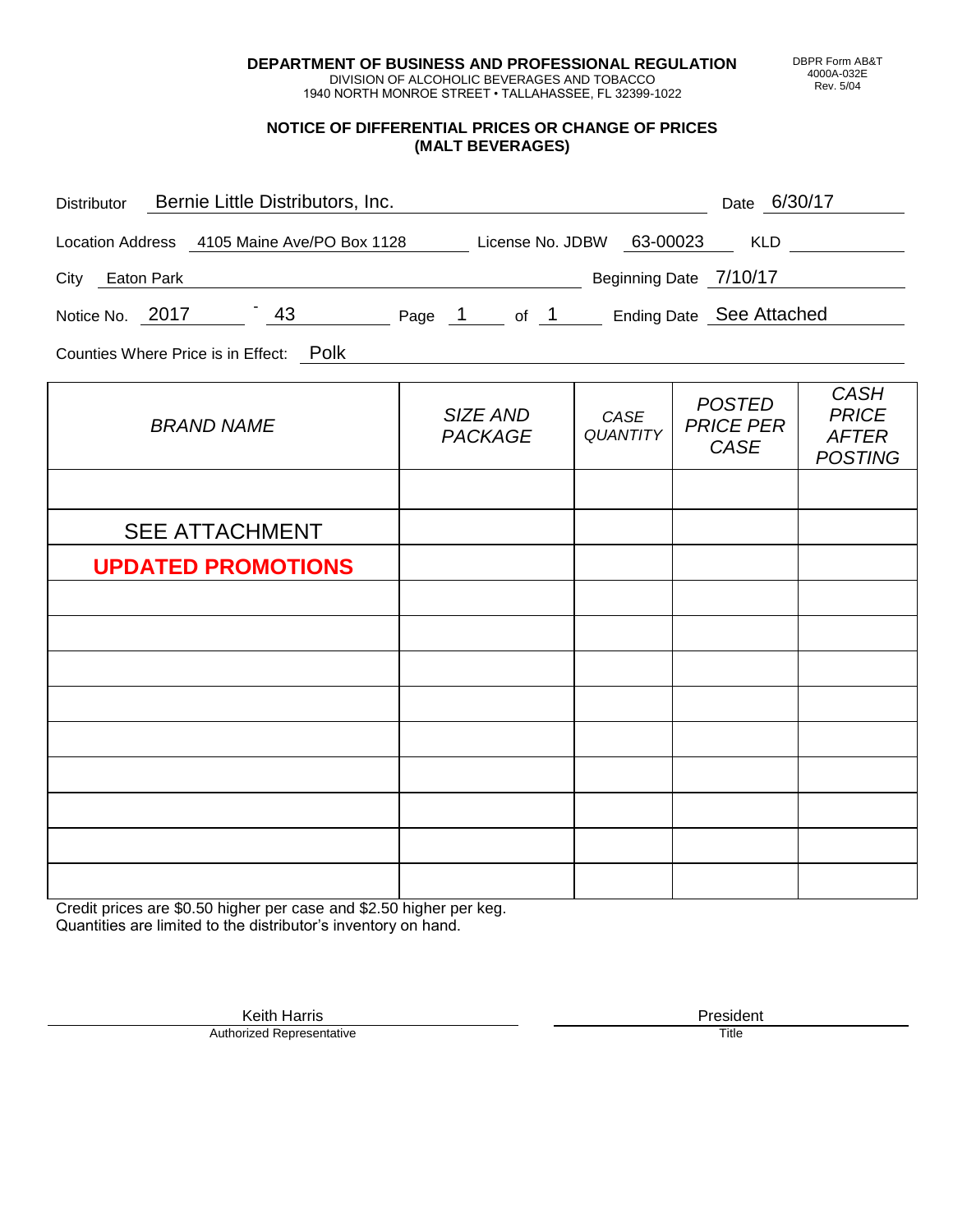**DEPARTMENT OF BUSINESS AND PROFESSIONAL REGULATION**
DIVISION OF ALCOHOLIC BEVERAGES AND TOBACCO
1940 NORTH MONROE STREET • TALLAHASSEE, FL 32399-1022

DBPR Form AB&T
4000A-032E
Rev. 5/04

## NOTICE OF DIFFERENTIAL PRICES OR CHANGE OF PRICES (MALT BEVERAGES)

Distributor: Bernie Little Distributors, Inc. Date: 6/30/17

Location Address: 4105 Maine Ave/PO Box 1128 License No. JDBW: 63-00023 KLD:

City: Eaton Park Beginning Date: 7/10/17

Notice No.: 2017 - 43 Page 1 of 1 Ending Date: See Attached

Counties Where Price is in Effect: Polk

| *BRAND NAME* | *SIZE AND PACKAGE* | *CASE QUANTITY* | *POSTED PRICE PER CASE* | *CASH PRICE AFTER POSTING* |
|---|---|---|---|---|
| | | | | |
| SEE ATTACHMENT | | | | |
| **UPDATED PROMOTIONS** | | | | |
| | | | | |
| | | | | |
| | | | | |
| | | | | |
| | | | | |
| | | | | |
| | | | | |
| | | | | |
| | | | | |

Credit prices are $0.50 higher per case and $2.50 higher per keg.
Quantities are limited to the distributor's inventory on hand.

Keith Harris
Authorized Representative

President
Title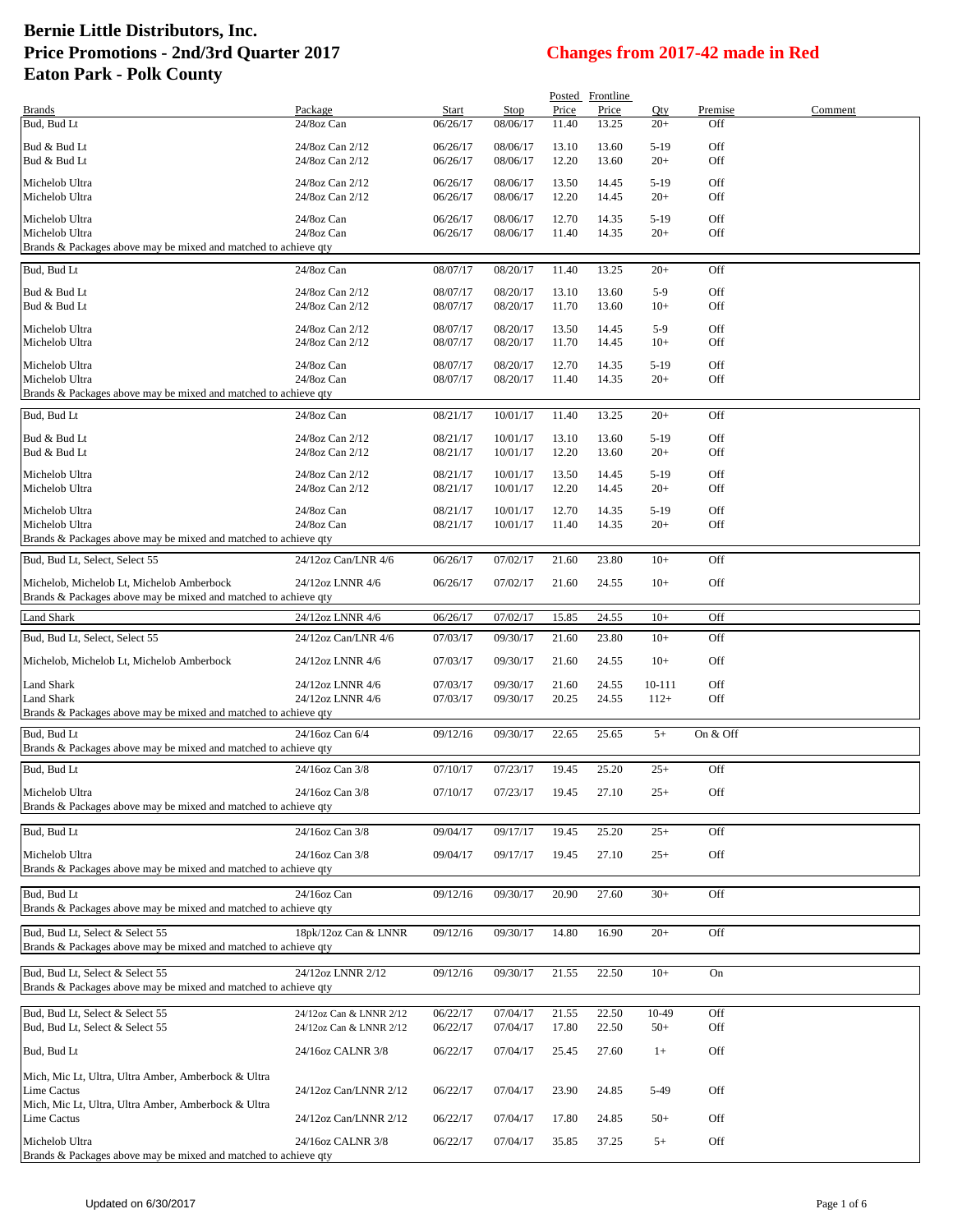# Bernie Little Distributors, Inc.
# Price Promotions - 2nd/3rd Quarter 2017
# Eaton Park - Polk County

## Changes from 2017-42 made in Red

| Brands | Package | Start | Stop | Posted Price | Frontline Price | Qty | Premise | Comment |
|---|---|---|---|---|---|---|---|---|
| Bud, Bud Lt | 24/8oz Can | 06/26/17 | 08/06/17 | 11.40 | 13.25 | 20+ | Off | |
| Bud & Bud Lt | 24/8oz Can 2/12 | 06/26/17 | 08/06/17 | 13.10 | 13.60 | 5-19 | Off | |
| Bud & Bud Lt | 24/8oz Can 2/12 | 06/26/17 | 08/06/17 | 12.20 | 13.60 | 20+ | Off | |
| Michelob Ultra | 24/8oz Can 2/12 | 06/26/17 | 08/06/17 | 13.50 | 14.45 | 5-19 | Off | |
| Michelob Ultra | 24/8oz Can 2/12 | 06/26/17 | 08/06/17 | 12.20 | 14.45 | 20+ | Off | |
| Michelob Ultra | 24/8oz Can | 06/26/17 | 08/06/17 | 12.70 | 14.35 | 5-19 | Off | |
| Michelob Ultra | 24/8oz Can | 06/26/17 | 08/06/17 | 11.40 | 14.35 | 20+ | Off | |
| Brands & Packages above may be mixed and matched to achieve qty | | | | | | | | |
| Bud, Bud Lt | 24/8oz Can | 08/07/17 | 08/20/17 | 11.40 | 13.25 | 20+ | Off | |
| Bud & Bud Lt | 24/8oz Can 2/12 | 08/07/17 | 08/20/17 | 13.10 | 13.60 | 5-9 | Off | |
| Bud & Bud Lt | 24/8oz Can 2/12 | 08/07/17 | 08/20/17 | 11.70 | 13.60 | 10+ | Off | |
| Michelob Ultra | 24/8oz Can 2/12 | 08/07/17 | 08/20/17 | 13.50 | 14.45 | 5-9 | Off | |
| Michelob Ultra | 24/8oz Can 2/12 | 08/07/17 | 08/20/17 | 11.70 | 14.45 | 10+ | Off | |
| Michelob Ultra | 24/8oz Can | 08/07/17 | 08/20/17 | 12.70 | 14.35 | 5-19 | Off | |
| Michelob Ultra | 24/8oz Can | 08/07/17 | 08/20/17 | 11.40 | 14.35 | 20+ | Off | |
| Brands & Packages above may be mixed and matched to achieve qty | | | | | | | | |
| Bud, Bud Lt | 24/8oz Can | 08/21/17 | 10/01/17 | 11.40 | 13.25 | 20+ | Off | |
| Bud & Bud Lt | 24/8oz Can 2/12 | 08/21/17 | 10/01/17 | 13.10 | 13.60 | 5-19 | Off | |
| Bud & Bud Lt | 24/8oz Can 2/12 | 08/21/17 | 10/01/17 | 12.20 | 13.60 | 20+ | Off | |
| Michelob Ultra | 24/8oz Can 2/12 | 08/21/17 | 10/01/17 | 13.50 | 14.45 | 5-19 | Off | |
| Michelob Ultra | 24/8oz Can 2/12 | 08/21/17 | 10/01/17 | 12.20 | 14.45 | 20+ | Off | |
| Michelob Ultra | 24/8oz Can | 08/21/17 | 10/01/17 | 12.70 | 14.35 | 5-19 | Off | |
| Michelob Ultra | 24/8oz Can | 08/21/17 | 10/01/17 | 11.40 | 14.35 | 20+ | Off | |
| Brands & Packages above may be mixed and matched to achieve qty | | | | | | | | |
| Bud, Bud Lt, Select, Select 55 | 24/12oz Can/LNR 4/6 | 06/26/17 | 07/02/17 | 21.60 | 23.80 | 10+ | Off | |
| Michelob, Michelob Lt, Michelob Amberbock | 24/12oz LNNR 4/6 | 06/26/17 | 07/02/17 | 21.60 | 24.55 | 10+ | Off | |
| Brands & Packages above may be mixed and matched to achieve qty | | | | | | | | |
| Land Shark | 24/12oz LNNR 4/6 | 06/26/17 | 07/02/17 | 15.85 | 24.55 | 10+ | Off | |
| Bud, Bud Lt, Select, Select 55 | 24/12oz Can/LNR 4/6 | 07/03/17 | 09/30/17 | 21.60 | 23.80 | 10+ | Off | |
| Michelob, Michelob Lt, Michelob Amberbock | 24/12oz LNNR 4/6 | 07/03/17 | 09/30/17 | 21.60 | 24.55 | 10+ | Off | |
| Land Shark | 24/12oz LNNR 4/6 | 07/03/17 | 09/30/17 | 21.60 | 24.55 | 10-111 | Off | |
| Land Shark | 24/12oz LNNR 4/6 | 07/03/17 | 09/30/17 | 20.25 | 24.55 | 112+ | Off | |
| Brands & Packages above may be mixed and matched to achieve qty | | | | | | | | |
| Bud, Bud Lt | 24/16oz Can 6/4 | 09/12/16 | 09/30/17 | 22.65 | 25.65 | 5+ | On & Off | |
| Brands & Packages above may be mixed and matched to achieve qty | | | | | | | | |
| Bud, Bud Lt | 24/16oz Can 3/8 | 07/10/17 | 07/23/17 | 19.45 | 25.20 | 25+ | Off | |
| Michelob Ultra | 24/16oz Can 3/8 | 07/10/17 | 07/23/17 | 19.45 | 27.10 | 25+ | Off | |
| Brands & Packages above may be mixed and matched to achieve qty | | | | | | | | |
| Bud, Bud Lt | 24/16oz Can 3/8 | 09/04/17 | 09/17/17 | 19.45 | 25.20 | 25+ | Off | |
| Michelob Ultra | 24/16oz Can 3/8 | 09/04/17 | 09/17/17 | 19.45 | 27.10 | 25+ | Off | |
| Brands & Packages above may be mixed and matched to achieve qty | | | | | | | | |
| Bud, Bud Lt | 24/16oz Can | 09/12/16 | 09/30/17 | 20.90 | 27.60 | 30+ | Off | |
| Brands & Packages above may be mixed and matched to achieve qty | | | | | | | | |
| Bud, Bud Lt, Select & Select 55 | 18pk/12oz Can & LNNR | 09/12/16 | 09/30/17 | 14.80 | 16.90 | 20+ | Off | |
| Brands & Packages above may be mixed and matched to achieve qty | | | | | | | | |
| Bud, Bud Lt, Select & Select 55 | 24/12oz LNNR 2/12 | 09/12/16 | 09/30/17 | 21.55 | 22.50 | 10+ | On | |
| Brands & Packages above may be mixed and matched to achieve qty | | | | | | | | |
| Bud, Bud Lt, Select & Select 55 | 24/12oz Can & LNNR 2/12 | 06/22/17 | 07/04/17 | 21.55 | 22.50 | 10-49 | Off | |
| Bud, Bud Lt, Select & Select 55 | 24/12oz Can & LNNR 2/12 | 06/22/17 | 07/04/17 | 17.80 | 22.50 | 50+ | Off | |
| Bud, Bud Lt | 24/16oz CALNR 3/8 | 06/22/17 | 07/04/17 | 25.45 | 27.60 | 1+ | Off | |
| Mich, Mic Lt, Ultra, Ultra Amber, Amberbock & Ultra Lime Cactus | 24/12oz Can/LNNR 2/12 | 06/22/17 | 07/04/17 | 23.90 | 24.85 | 5-49 | Off | |
| Mich, Mic Lt, Ultra, Ultra Amber, Amberbock & Ultra Lime Cactus | 24/12oz Can/LNNR 2/12 | 06/22/17 | 07/04/17 | 17.80 | 24.85 | 50+ | Off | |
| Michelob Ultra | 24/16oz CALNR 3/8 | 06/22/17 | 07/04/17 | 35.85 | 37.25 | 5+ | Off | |
| Brands & Packages above may be mixed and matched to achieve qty | | | | | | | | |

Updated on 6/30/2017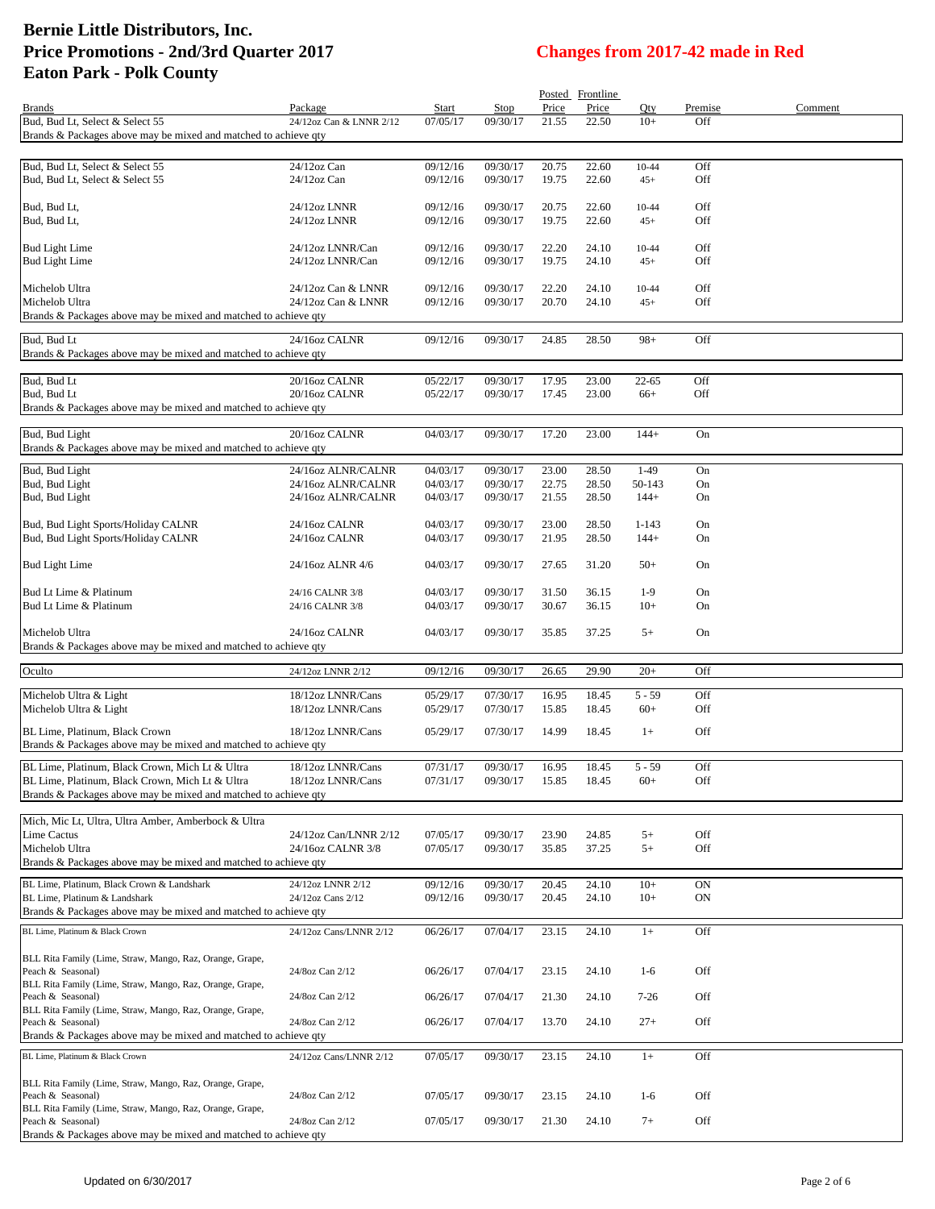# Bernie Little Distributors, Inc.
# Price Promotions - 2nd/3rd Quarter 2017
# Eaton Park - Polk County

## Changes from 2017-42 made in Red

| Brands | Package | Start | Stop | Posted Price | Frontline Price | Qty | Premise | Comment |
|---|---|---|---|---|---|---|---|---|
| Bud, Bud Lt, Select & Select 55 | 24/12oz Can & LNNR 2/12 | 07/05/17 | 09/30/17 | 21.55 | 22.50 | 10+ | Off | |
| Brands & Packages above may be mixed and matched to achieve qty | | | | | | | | |
| Bud, Bud Lt, Select & Select 55 | 24/12oz Can | 09/12/16 | 09/30/17 | 20.75 | 22.60 | 10-44 | Off | |
| Bud, Bud Lt, Select & Select 55 | 24/12oz Can | 09/12/16 | 09/30/17 | 19.75 | 22.60 | 45+ | Off | |
| Bud, Bud Lt, | 24/12oz LNNR | 09/12/16 | 09/30/17 | 20.75 | 22.60 | 10-44 | Off | |
| Bud, Bud Lt, | 24/12oz LNNR | 09/12/16 | 09/30/17 | 19.75 | 22.60 | 45+ | Off | |
| Bud Light Lime | 24/12oz LNNR/Can | 09/12/16 | 09/30/17 | 22.20 | 24.10 | 10-44 | Off | |
| Bud Light Lime | 24/12oz LNNR/Can | 09/12/16 | 09/30/17 | 19.75 | 24.10 | 45+ | Off | |
| Michelob Ultra | 24/12oz Can & LNNR | 09/12/16 | 09/30/17 | 22.20 | 24.10 | 10-44 | Off | |
| Michelob Ultra | 24/12oz Can & LNNR | 09/12/16 | 09/30/17 | 20.70 | 24.10 | 45+ | Off | |
| Brands & Packages above may be mixed and matched to achieve qty | | | | | | | | |
| Bud, Bud Lt | 24/16oz CALNR | 09/12/16 | 09/30/17 | 24.85 | 28.50 | 98+ | Off | |
| Brands & Packages above may be mixed and matched to achieve qty | | | | | | | | |
| Bud, Bud Lt | 20/16oz CALNR | 05/22/17 | 09/30/17 | 17.95 | 23.00 | 22-65 | Off | |
| Bud, Bud Lt | 20/16oz CALNR | 05/22/17 | 09/30/17 | 17.45 | 23.00 | 66+ | Off | |
| Brands & Packages above may be mixed and matched to achieve qty | | | | | | | | |
| Bud, Bud Light | 20/16oz CALNR | 04/03/17 | 09/30/17 | 17.20 | 23.00 | 144+ | On | |
| Brands & Packages above may be mixed and matched to achieve qty | | | | | | | | |
| Bud, Bud Light | 24/16oz ALNR/CALNR | 04/03/17 | 09/30/17 | 23.00 | 28.50 | 1-49 | On | |
| Bud, Bud Light | 24/16oz ALNR/CALNR | 04/03/17 | 09/30/17 | 22.75 | 28.50 | 50-143 | On | |
| Bud, Bud Light | 24/16oz ALNR/CALNR | 04/03/17 | 09/30/17 | 21.55 | 28.50 | 144+ | On | |
| Bud, Bud Light Sports/Holiday CALNR | 24/16oz CALNR | 04/03/17 | 09/30/17 | 23.00 | 28.50 | 1-143 | On | |
| Bud, Bud Light Sports/Holiday CALNR | 24/16oz CALNR | 04/03/17 | 09/30/17 | 21.95 | 28.50 | 144+ | On | |
| Bud Light Lime | 24/16oz ALNR 4/6 | 04/03/17 | 09/30/17 | 27.65 | 31.20 | 50+ | On | |
| Bud Lt Lime & Platinum | 24/16 CALNR 3/8 | 04/03/17 | 09/30/17 | 31.50 | 36.15 | 1-9 | On | |
| Bud Lt Lime & Platinum | 24/16 CALNR 3/8 | 04/03/17 | 09/30/17 | 30.67 | 36.15 | 10+ | On | |
| Michelob Ultra | 24/16oz CALNR | 04/03/17 | 09/30/17 | 35.85 | 37.25 | 5+ | On | |
| Brands & Packages above may be mixed and matched to achieve qty | | | | | | | | |
| Oculto | 24/12oz LNNR 2/12 | 09/12/16 | 09/30/17 | 26.65 | 29.90 | 20+ | Off | |
| Michelob Ultra & Light | 18/12oz LNNR/Cans | 05/29/17 | 07/30/17 | 16.95 | 18.45 | 5 - 59 | Off | |
| Michelob Ultra & Light | 18/12oz LNNR/Cans | 05/29/17 | 07/30/17 | 15.85 | 18.45 | 60+ | Off | |
| BL Lime, Platinum, Black Crown | 18/12oz LNNR/Cans | 05/29/17 | 07/30/17 | 14.99 | 18.45 | 1+ | Off | |
| Brands & Packages above may be mixed and matched to achieve qty | | | | | | | | |
| BL Lime, Platinum, Black Crown, Mich Lt & Ultra | 18/12oz LNNR/Cans | 07/31/17 | 09/30/17 | 16.95 | 18.45 | 5 - 59 | Off | |
| BL Lime, Platinum, Black Crown, Mich Lt & Ultra | 18/12oz LNNR/Cans | 07/31/17 | 09/30/17 | 15.85 | 18.45 | 60+ | Off | |
| Brands & Packages above may be mixed and matched to achieve qty | | | | | | | | |
| Mich, Mic Lt, Ultra, Ultra Amber, Amberbock & Ultra Lime Cactus | 24/12oz Can/LNNR 2/12 | 07/05/17 | 09/30/17 | 23.90 | 24.85 | 5+ | Off | |
| Michelob Ultra | 24/16oz CALNR 3/8 | 07/05/17 | 09/30/17 | 35.85 | 37.25 | 5+ | Off | |
| Brands & Packages above may be mixed and matched to achieve qty | | | | | | | | |
| BL Lime, Platinum, Black Crown & Landshark | 24/12oz LNNR 2/12 | 09/12/16 | 09/30/17 | 20.45 | 24.10 | 10+ | ON | |
| BL Lime, Platinum & Landshark | 24/12oz Cans 2/12 | 09/12/16 | 09/30/17 | 20.45 | 24.10 | 10+ | ON | |
| Brands & Packages above may be mixed and matched to achieve qty | | | | | | | | |
| BL Lime, Platinum & Black Crown | 24/12oz Cans/LNNR 2/12 | 06/26/17 | 07/04/17 | 23.15 | 24.10 | 1+ | Off | |
| BLL Rita Family (Lime, Straw, Mango, Raz, Orange, Grape, Peach & Seasonal) | 24/8oz Can 2/12 | 06/26/17 | 07/04/17 | 23.15 | 24.10 | 1-6 | Off | |
| BLL Rita Family (Lime, Straw, Mango, Raz, Orange, Grape, Peach & Seasonal) | 24/8oz Can 2/12 | 06/26/17 | 07/04/17 | 21.30 | 24.10 | 7-26 | Off | |
| BLL Rita Family (Lime, Straw, Mango, Raz, Orange, Grape, Peach & Seasonal) | 24/8oz Can 2/12 | 06/26/17 | 07/04/17 | 13.70 | 24.10 | 27+ | Off | |
| Brands & Packages above may be mixed and matched to achieve qty | | | | | | | | |
| BL Lime, Platinum & Black Crown | 24/12oz Cans/LNNR 2/12 | 07/05/17 | 09/30/17 | 23.15 | 24.10 | 1+ | Off | |
| BLL Rita Family (Lime, Straw, Mango, Raz, Orange, Grape, Peach & Seasonal) | 24/8oz Can 2/12 | 07/05/17 | 09/30/17 | 23.15 | 24.10 | 1-6 | Off | |
| BLL Rita Family (Lime, Straw, Mango, Raz, Orange, Grape, Peach & Seasonal) | 24/8oz Can 2/12 | 07/05/17 | 09/30/17 | 21.30 | 24.10 | 7+ | Off | |
| Brands & Packages above may be mixed and matched to achieve qty | | | | | | | | |

Updated on 6/30/2017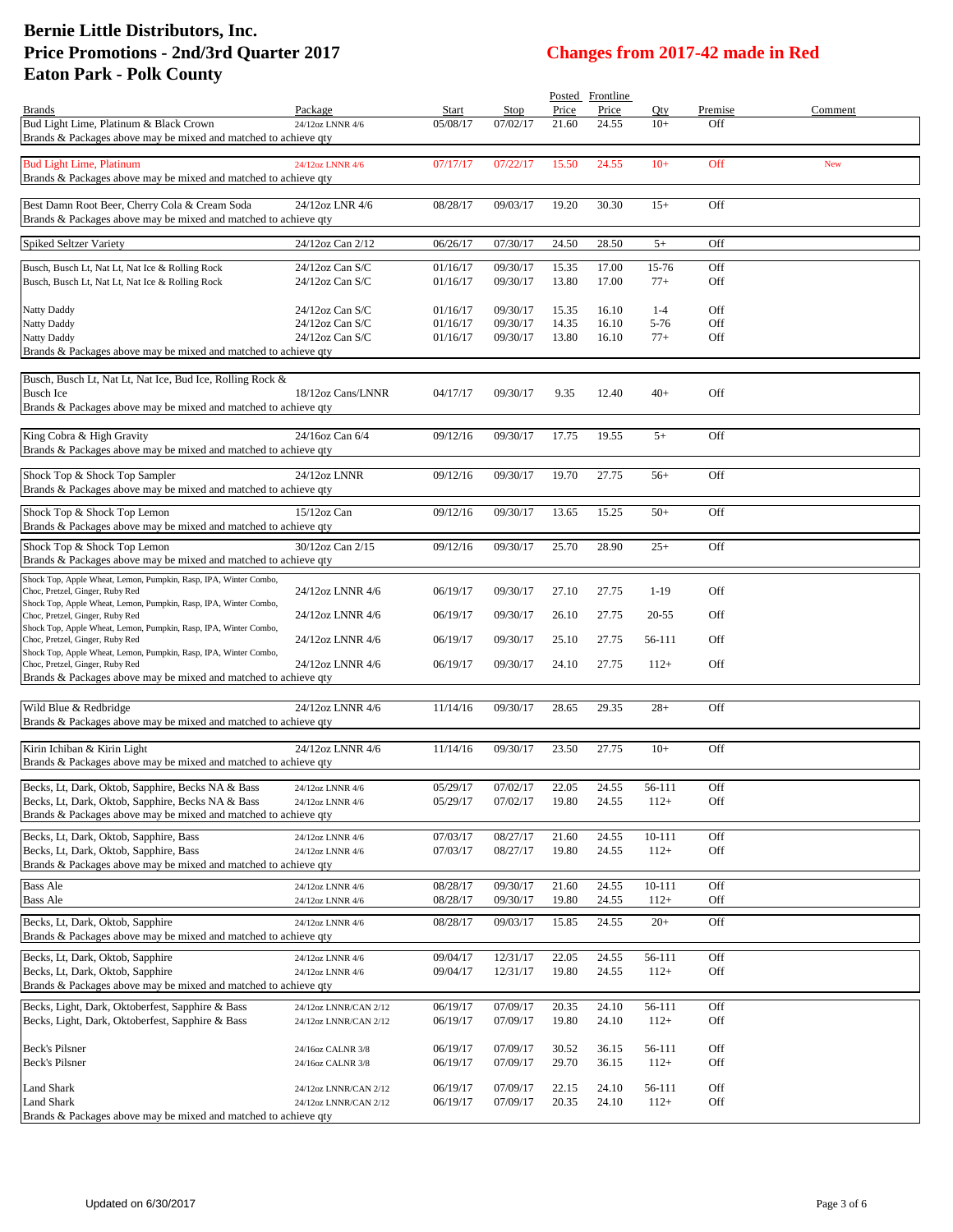# Bernie Little Distributors, Inc.
# Price Promotions - 2nd/3rd Quarter 2017
# Eaton Park - Polk County

**Changes from 2017-42 made in Red**

| Brands | Package | Start | Stop | Posted Price | Frontline Price | Qty | Premise | Comment |
|---|---|---|---|---|---|---|---|---|
| Bud Light Lime, Platinum & Black Crown | 24/12oz LNNR 4/6 | 05/08/17 | 07/02/17 | 21.60 | 24.55 | 10+ | Off | |
| Brands & Packages above may be mixed and matched to achieve qty | | | | | | | | |
| Bud Light Lime, Platinum | 24/12oz LNNR 4/6 | 07/17/17 | 07/22/17 | 15.50 | 24.55 | 10+ | Off | New |
| Brands & Packages above may be mixed and matched to achieve qty | | | | | | | | |
| Best Damn Root Beer, Cherry Cola & Cream Soda | 24/12oz LNR 4/6 | 08/28/17 | 09/03/17 | 19.20 | 30.30 | 15+ | Off | |
| Brands & Packages above may be mixed and matched to achieve qty | | | | | | | | |
| Spiked Seltzer Variety | 24/12oz Can 2/12 | 06/26/17 | 07/30/17 | 24.50 | 28.50 | 5+ | Off | |
| Busch, Busch Lt, Nat Lt, Nat Ice & Rolling Rock | 24/12oz Can S/C | 01/16/17 | 09/30/17 | 15.35 | 17.00 | 15-76 | Off | |
| Busch, Busch Lt, Nat Lt, Nat Ice & Rolling Rock | 24/12oz Can S/C | 01/16/17 | 09/30/17 | 13.80 | 17.00 | 77+ | Off | |
| Natty Daddy | 24/12oz Can S/C | 01/16/17 | 09/30/17 | 15.35 | 16.10 | 1-4 | Off | |
| Natty Daddy | 24/12oz Can S/C | 01/16/17 | 09/30/17 | 14.35 | 16.10 | 5-76 | Off | |
| Natty Daddy | 24/12oz Can S/C | 01/16/17 | 09/30/17 | 13.80 | 16.10 | 77+ | Off | |
| Brands & Packages above may be mixed and matched to achieve qty | | | | | | | | |
| Busch, Busch Lt, Nat Lt, Nat Ice, Bud Ice, Rolling Rock & Busch Ice | 18/12oz Cans/LNNR | 04/17/17 | 09/30/17 | 9.35 | 12.40 | 40+ | Off | |
| Brands & Packages above may be mixed and matched to achieve qty | | | | | | | | |
| King Cobra & High Gravity | 24/16oz Can 6/4 | 09/12/16 | 09/30/17 | 17.75 | 19.55 | 5+ | Off | |
| Brands & Packages above may be mixed and matched to achieve qty | | | | | | | | |
| Shock Top & Shock Top Sampler | 24/12oz LNNR | 09/12/16 | 09/30/17 | 19.70 | 27.75 | 56+ | Off | |
| Brands & Packages above may be mixed and matched to achieve qty | | | | | | | | |
| Shock Top & Shock Top Lemon | 15/12oz Can | 09/12/16 | 09/30/17 | 13.65 | 15.25 | 50+ | Off | |
| Brands & Packages above may be mixed and matched to achieve qty | | | | | | | | |
| Shock Top & Shock Top Lemon | 30/12oz Can 2/15 | 09/12/16 | 09/30/17 | 25.70 | 28.90 | 25+ | Off | |
| Brands & Packages above may be mixed and matched to achieve qty | | | | | | | | |
| Shock Top, Apple Wheat, Lemon, Pumpkin, Rasp, IPA, Winter Combo, Choc, Pretzel, Ginger, Ruby Red | 24/12oz LNNR 4/6 | 06/19/17 | 09/30/17 | 27.10 | 27.75 | 1-19 | Off | |
| Shock Top, Apple Wheat, Lemon, Pumpkin, Rasp, IPA, Winter Combo, Choc, Pretzel, Ginger, Ruby Red | 24/12oz LNNR 4/6 | 06/19/17 | 09/30/17 | 26.10 | 27.75 | 20-55 | Off | |
| Shock Top, Apple Wheat, Lemon, Pumpkin, Rasp, IPA, Winter Combo, Choc, Pretzel, Ginger, Ruby Red | 24/12oz LNNR 4/6 | 06/19/17 | 09/30/17 | 25.10 | 27.75 | 56-111 | Off | |
| Shock Top, Apple Wheat, Lemon, Pumpkin, Rasp, IPA, Winter Combo, Choc, Pretzel, Ginger, Ruby Red | 24/12oz LNNR 4/6 | 06/19/17 | 09/30/17 | 24.10 | 27.75 | 112+ | Off | |
| Brands & Packages above may be mixed and matched to achieve qty | | | | | | | | |
| Wild Blue & Redbridge | 24/12oz LNNR 4/6 | 11/14/16 | 09/30/17 | 28.65 | 29.35 | 28+ | Off | |
| Brands & Packages above may be mixed and matched to achieve qty | | | | | | | | |
| Kirin Ichiban & Kirin Light | 24/12oz LNNR 4/6 | 11/14/16 | 09/30/17 | 23.50 | 27.75 | 10+ | Off | |
| Brands & Packages above may be mixed and matched to achieve qty | | | | | | | | |
| Becks, Lt, Dark, Oktob, Sapphire, Becks NA & Bass | 24/12oz LNNR 4/6 | 05/29/17 | 07/02/17 | 22.05 | 24.55 | 56-111 | Off | |
| Becks, Lt, Dark, Oktob, Sapphire, Becks NA & Bass | 24/12oz LNNR 4/6 | 05/29/17 | 07/02/17 | 19.80 | 24.55 | 112+ | Off | |
| Brands & Packages above may be mixed and matched to achieve qty | | | | | | | | |
| Becks, Lt, Dark, Oktob, Sapphire, Bass | 24/12oz LNNR 4/6 | 07/03/17 | 08/27/17 | 21.60 | 24.55 | 10-111 | Off | |
| Becks, Lt, Dark, Oktob, Sapphire, Bass | 24/12oz LNNR 4/6 | 07/03/17 | 08/27/17 | 19.80 | 24.55 | 112+ | Off | |
| Brands & Packages above may be mixed and matched to achieve qty | | | | | | | | |
| Bass Ale | 24/12oz LNNR 4/6 | 08/28/17 | 09/30/17 | 21.60 | 24.55 | 10-111 | Off | |
| Bass Ale | 24/12oz LNNR 4/6 | 08/28/17 | 09/30/17 | 19.80 | 24.55 | 112+ | Off | |
| Becks, Lt, Dark, Oktob, Sapphire | 24/12oz LNNR 4/6 | 08/28/17 | 09/03/17 | 15.85 | 24.55 | 20+ | Off | |
| Brands & Packages above may be mixed and matched to achieve qty | | | | | | | | |
| Becks, Lt, Dark, Oktob, Sapphire | 24/12oz LNNR 4/6 | 09/04/17 | 12/31/17 | 22.05 | 24.55 | 56-111 | Off | |
| Becks, Lt, Dark, Oktob, Sapphire | 24/12oz LNNR 4/6 | 09/04/17 | 12/31/17 | 19.80 | 24.55 | 112+ | Off | |
| Brands & Packages above may be mixed and matched to achieve qty | | | | | | | | |
| Becks, Light, Dark, Oktoberfest, Sapphire & Bass | 24/12oz LNNR/CAN 2/12 | 06/19/17 | 07/09/17 | 20.35 | 24.10 | 56-111 | Off | |
| Becks, Light, Dark, Oktoberfest, Sapphire & Bass | 24/12oz LNNR/CAN 2/12 | 06/19/17 | 07/09/17 | 19.80 | 24.10 | 112+ | Off | |
| Beck's Pilsner | 24/16oz CALNR 3/8 | 06/19/17 | 07/09/17 | 30.52 | 36.15 | 56-111 | Off | |
| Beck's Pilsner | 24/16oz CALNR 3/8 | 06/19/17 | 07/09/17 | 29.70 | 36.15 | 112+ | Off | |
| Land Shark | 24/12oz LNNR/CAN 2/12 | 06/19/17 | 07/09/17 | 22.15 | 24.10 | 56-111 | Off | |
| Land Shark | 24/12oz LNNR/CAN 2/12 | 06/19/17 | 07/09/17 | 20.35 | 24.10 | 112+ | Off | |
| Brands & Packages above may be mixed and matched to achieve qty | | | | | | | | |

Updated on 6/30/2017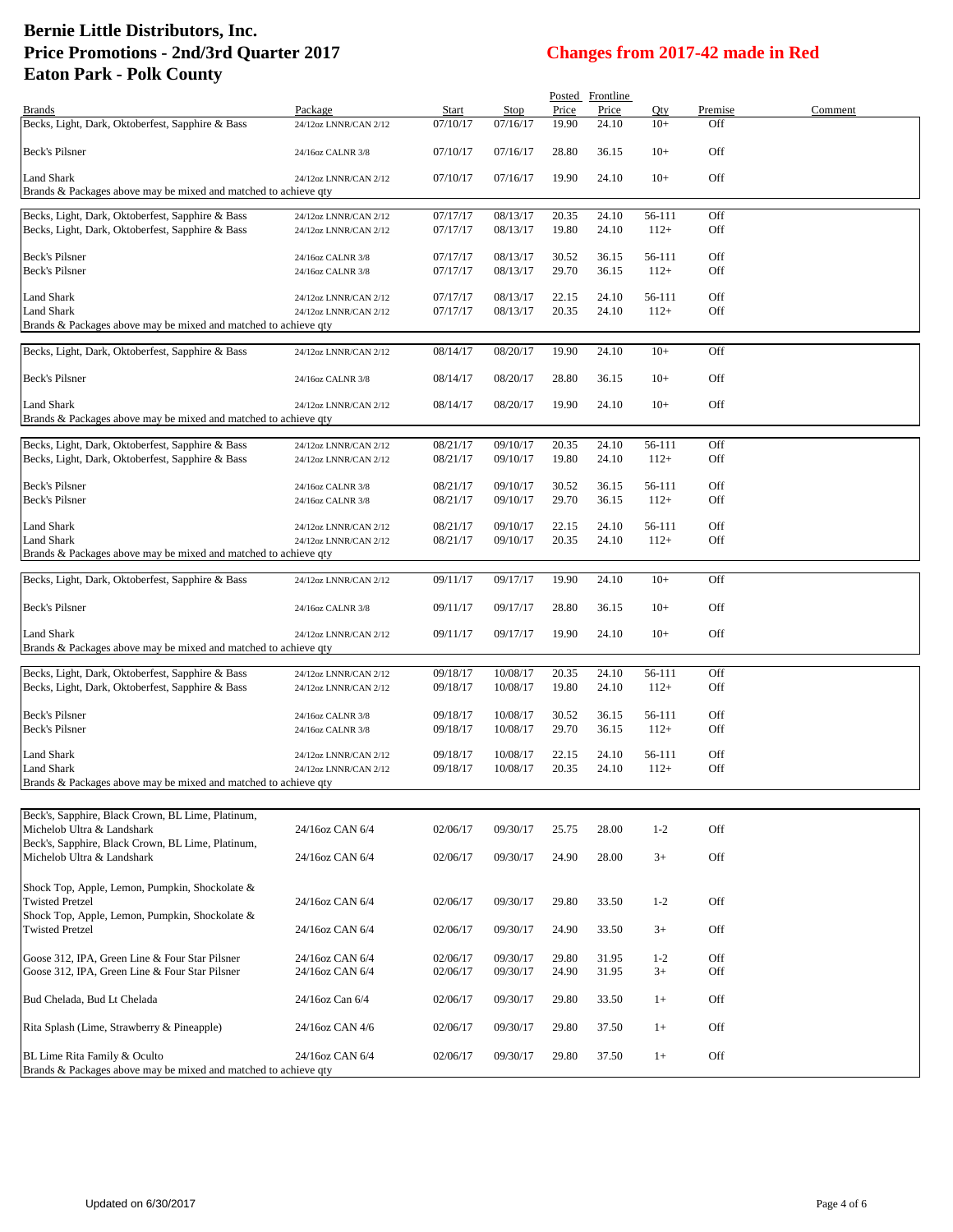# Bernie Little Distributors, Inc.
# Price Promotions - 2nd/3rd Quarter 2017
# Eaton Park - Polk County

**Changes from 2017-42 made in Red**

| Brands | Package | Start | Stop | Posted Price | Frontline Price | Qty | Premise | Comment |
|---|---|---|---|---|---|---|---|---|
| Becks, Light, Dark, Oktoberfest, Sapphire & Bass | 24/12oz LNNR/CAN 2/12 | 07/10/17 | 07/16/17 | 19.90 | 24.10 | 10+ | Off | |
| Beck's Pilsner | 24/16oz CALNR 3/8 | 07/10/17 | 07/16/17 | 28.80 | 36.15 | 10+ | Off | |
| Land Shark | 24/12oz LNNR/CAN 2/12 | 07/10/17 | 07/16/17 | 19.90 | 24.10 | 10+ | Off | |
| Brands & Packages above may be mixed and matched to achieve qty | | | | | | | | |
| Becks, Light, Dark, Oktoberfest, Sapphire & Bass | 24/12oz LNNR/CAN 2/12 | 07/17/17 | 08/13/17 | 20.35 | 24.10 | 56-111 | Off | |
| Becks, Light, Dark, Oktoberfest, Sapphire & Bass | 24/12oz LNNR/CAN 2/12 | 07/17/17 | 08/13/17 | 19.80 | 24.10 | 112+ | Off | |
| Beck's Pilsner | 24/16oz CALNR 3/8 | 07/17/17 | 08/13/17 | 30.52 | 36.15 | 56-111 | Off | |
| Beck's Pilsner | 24/16oz CALNR 3/8 | 07/17/17 | 08/13/17 | 29.70 | 36.15 | 112+ | Off | |
| Land Shark | 24/12oz LNNR/CAN 2/12 | 07/17/17 | 08/13/17 | 22.15 | 24.10 | 56-111 | Off | |
| Land Shark | 24/12oz LNNR/CAN 2/12 | 07/17/17 | 08/13/17 | 20.35 | 24.10 | 112+ | Off | |
| Brands & Packages above may be mixed and matched to achieve qty | | | | | | | | |
| Becks, Light, Dark, Oktoberfest, Sapphire & Bass | 24/12oz LNNR/CAN 2/12 | 08/14/17 | 08/20/17 | 19.90 | 24.10 | 10+ | Off | |
| Beck's Pilsner | 24/16oz CALNR 3/8 | 08/14/17 | 08/20/17 | 28.80 | 36.15 | 10+ | Off | |
| Land Shark | 24/12oz LNNR/CAN 2/12 | 08/14/17 | 08/20/17 | 19.90 | 24.10 | 10+ | Off | |
| Brands & Packages above may be mixed and matched to achieve qty | | | | | | | | |
| Becks, Light, Dark, Oktoberfest, Sapphire & Bass | 24/12oz LNNR/CAN 2/12 | 08/21/17 | 09/10/17 | 20.35 | 24.10 | 56-111 | Off | |
| Becks, Light, Dark, Oktoberfest, Sapphire & Bass | 24/12oz LNNR/CAN 2/12 | 08/21/17 | 09/10/17 | 19.80 | 24.10 | 112+ | Off | |
| Beck's Pilsner | 24/16oz CALNR 3/8 | 08/21/17 | 09/10/17 | 30.52 | 36.15 | 56-111 | Off | |
| Beck's Pilsner | 24/16oz CALNR 3/8 | 08/21/17 | 09/10/17 | 29.70 | 36.15 | 112+ | Off | |
| Land Shark | 24/12oz LNNR/CAN 2/12 | 08/21/17 | 09/10/17 | 22.15 | 24.10 | 56-111 | Off | |
| Land Shark | 24/12oz LNNR/CAN 2/12 | 08/21/17 | 09/10/17 | 20.35 | 24.10 | 112+ | Off | |
| Brands & Packages above may be mixed and matched to achieve qty | | | | | | | | |
| Becks, Light, Dark, Oktoberfest, Sapphire & Bass | 24/12oz LNNR/CAN 2/12 | 09/11/17 | 09/17/17 | 19.90 | 24.10 | 10+ | Off | |
| Beck's Pilsner | 24/16oz CALNR 3/8 | 09/11/17 | 09/17/17 | 28.80 | 36.15 | 10+ | Off | |
| Land Shark | 24/12oz LNNR/CAN 2/12 | 09/11/17 | 09/17/17 | 19.90 | 24.10 | 10+ | Off | |
| Brands & Packages above may be mixed and matched to achieve qty | | | | | | | | |
| Becks, Light, Dark, Oktoberfest, Sapphire & Bass | 24/12oz LNNR/CAN 2/12 | 09/18/17 | 10/08/17 | 20.35 | 24.10 | 56-111 | Off | |
| Becks, Light, Dark, Oktoberfest, Sapphire & Bass | 24/12oz LNNR/CAN 2/12 | 09/18/17 | 10/08/17 | 19.80 | 24.10 | 112+ | Off | |
| Beck's Pilsner | 24/16oz CALNR 3/8 | 09/18/17 | 10/08/17 | 30.52 | 36.15 | 56-111 | Off | |
| Beck's Pilsner | 24/16oz CALNR 3/8 | 09/18/17 | 10/08/17 | 29.70 | 36.15 | 112+ | Off | |
| Land Shark | 24/12oz LNNR/CAN 2/12 | 09/18/17 | 10/08/17 | 22.15 | 24.10 | 56-111 | Off | |
| Land Shark | 24/12oz LNNR/CAN 2/12 | 09/18/17 | 10/08/17 | 20.35 | 24.10 | 112+ | Off | |
| Brands & Packages above may be mixed and matched to achieve qty | | | | | | | | |
| Beck's, Sapphire, Black Crown, BL Lime, Platinum, Michelob Ultra & Landshark | 24/16oz CAN 6/4 | 02/06/17 | 09/30/17 | 25.75 | 28.00 | 1-2 | Off | |
| Beck's, Sapphire, Black Crown, BL Lime, Platinum, Michelob Ultra & Landshark | 24/16oz CAN 6/4 | 02/06/17 | 09/30/17 | 24.90 | 28.00 | 3+ | Off | |
| Shock Top, Apple, Lemon, Pumpkin, Shockolate & Twisted Pretzel | 24/16oz CAN 6/4 | 02/06/17 | 09/30/17 | 29.80 | 33.50 | 1-2 | Off | |
| Shock Top, Apple, Lemon, Pumpkin, Shockolate & Twisted Pretzel | 24/16oz CAN 6/4 | 02/06/17 | 09/30/17 | 24.90 | 33.50 | 3+ | Off | |
| Goose 312, IPA, Green Line & Four Star Pilsner | 24/16oz CAN 6/4 | 02/06/17 | 09/30/17 | 29.80 | 31.95 | 1-2 | Off | |
| Goose 312, IPA, Green Line & Four Star Pilsner | 24/16oz CAN 6/4 | 02/06/17 | 09/30/17 | 24.90 | 31.95 | 3+ | Off | |
| Bud Chelada, Bud Lt Chelada | 24/16oz Can 6/4 | 02/06/17 | 09/30/17 | 29.80 | 33.50 | 1+ | Off | |
| Rita Splash (Lime, Strawberry & Pineapple) | 24/16oz CAN 4/6 | 02/06/17 | 09/30/17 | 29.80 | 37.50 | 1+ | Off | |
| BL Lime Rita Family & Oculto | 24/16oz CAN 6/4 | 02/06/17 | 09/30/17 | 29.80 | 37.50 | 1+ | Off | |
| Brands & Packages above may be mixed and matched to achieve qty | | | | | | | | |

Updated on 6/30/2017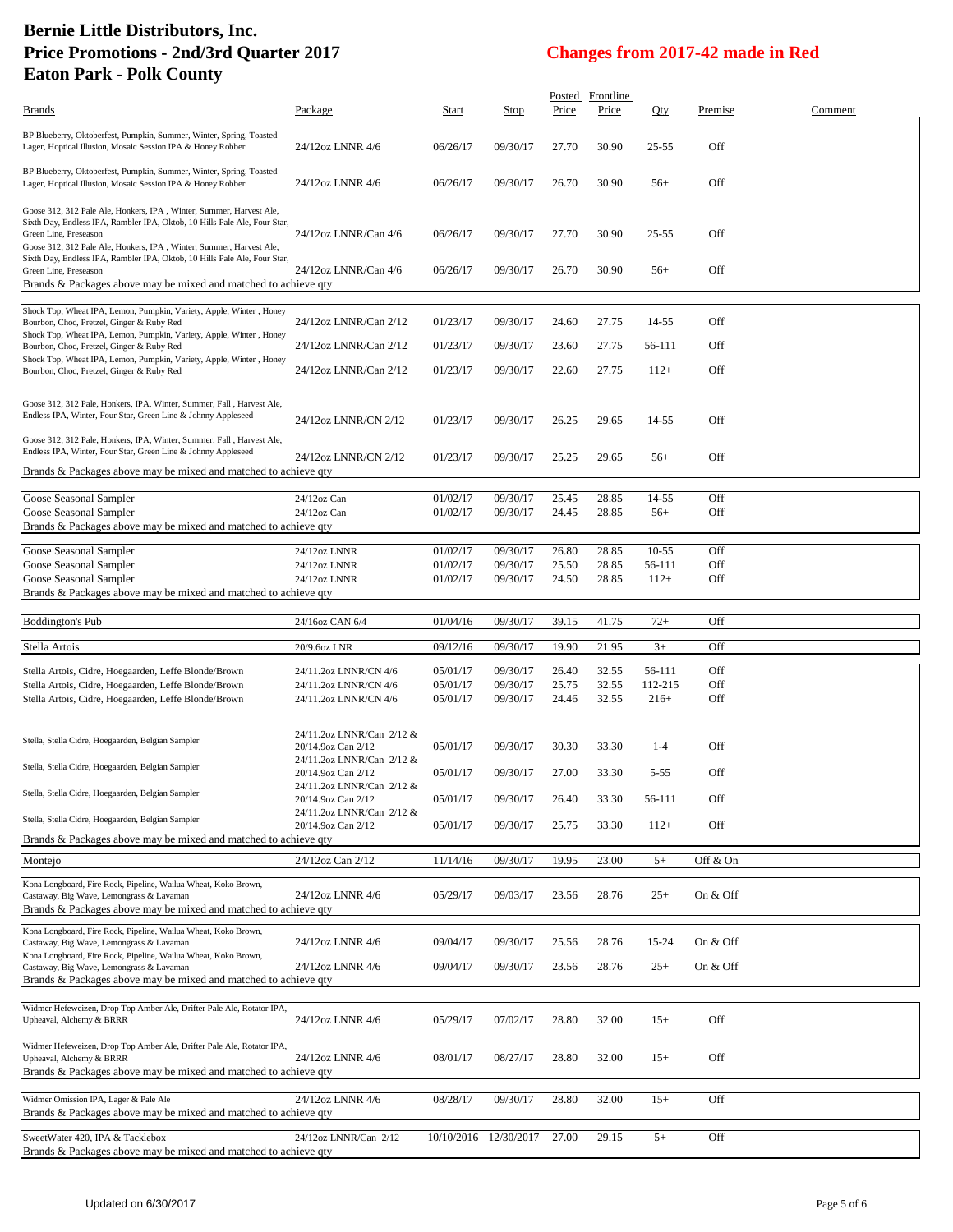# Bernie Little Distributors, Inc.
# Price Promotions - 2nd/3rd Quarter 2017
# Eaton Park - Polk County

## Changes from 2017-42 made in Red

| Brands | Package | Start | Stop | Posted Price | Frontline Price | Qty | Premise | Comment |
|---|---|---|---|---|---|---|---|---|
| BP Blueberry, Oktoberfest, Pumpkin, Summer, Winter, Spring, Toasted Lager, Hoptical Illusion, Mosaic Session IPA & Honey Robber | 24/12oz LNNR 4/6 | 06/26/17 | 09/30/17 | 27.70 | 30.90 | 25-55 | Off | |
| BP Blueberry, Oktoberfest, Pumpkin, Summer, Winter, Spring, Toasted Lager, Hoptical Illusion, Mosaic Session IPA & Honey Robber | 24/12oz LNNR 4/6 | 06/26/17 | 09/30/17 | 26.70 | 30.90 | 56+ | Off | |
| Goose 312, 312 Pale Ale, Honkers, IPA , Winter, Summer, Harvest Ale, Sixth Day, Endless IPA, Rambler IPA, Oktob, 10 Hills Pale Ale, Four Star, Green Line, Preseason | 24/12oz LNNR/Can 4/6 | 06/26/17 | 09/30/17 | 27.70 | 30.90 | 25-55 | Off | |
| Goose 312, 312 Pale Ale, Honkers, IPA , Winter, Summer, Harvest Ale, Sixth Day, Endless IPA, Rambler IPA, Oktob, 10 Hills Pale Ale, Four Star, Green Line, Preseason | 24/12oz LNNR/Can 4/6 | 06/26/17 | 09/30/17 | 26.70 | 30.90 | 56+ | Off | |
| Brands & Packages above may be mixed and matched to achieve qty | | | | | | | | |
| Shock Top, Wheat IPA, Lemon, Pumpkin, Variety, Apple, Winter , Honey Bourbon, Choc, Pretzel, Ginger & Ruby Red | 24/12oz LNNR/Can 2/12 | 01/23/17 | 09/30/17 | 24.60 | 27.75 | 14-55 | Off | |
| Shock Top, Wheat IPA, Lemon, Pumpkin, Variety, Apple, Winter , Honey Bourbon, Choc, Pretzel, Ginger & Ruby Red | 24/12oz LNNR/Can 2/12 | 01/23/17 | 09/30/17 | 23.60 | 27.75 | 56-111 | Off | |
| Shock Top, Wheat IPA, Lemon, Pumpkin, Variety, Apple, Winter , Honey Bourbon, Choc, Pretzel, Ginger & Ruby Red | 24/12oz LNNR/Can 2/12 | 01/23/17 | 09/30/17 | 22.60 | 27.75 | 112+ | Off | |
| Goose 312, 312 Pale, Honkers, IPA, Winter, Summer, Fall , Harvest Ale, Endless IPA, Winter, Four Star, Green Line & Johnny Appleseed | 24/12oz LNNR/CN 2/12 | 01/23/17 | 09/30/17 | 26.25 | 29.65 | 14-55 | Off | |
| Goose 312, 312 Pale, Honkers, IPA, Winter, Summer, Fall , Harvest Ale, Endless IPA, Winter, Four Star, Green Line & Johnny Appleseed | 24/12oz LNNR/CN 2/12 | 01/23/17 | 09/30/17 | 25.25 | 29.65 | 56+ | Off | |
| Brands & Packages above may be mixed and matched to achieve qty | | | | | | | | |
| Goose Seasonal Sampler | 24/12oz Can | 01/02/17 | 09/30/17 | 25.45 | 28.85 | 14-55 | Off | |
| Goose Seasonal Sampler | 24/12oz Can | 01/02/17 | 09/30/17 | 24.45 | 28.85 | 56+ | Off | |
| Brands & Packages above may be mixed and matched to achieve qty | | | | | | | | |
| Goose Seasonal Sampler | 24/12oz LNNR | 01/02/17 | 09/30/17 | 26.80 | 28.85 | 10-55 | Off | |
| Goose Seasonal Sampler | 24/12oz LNNR | 01/02/17 | 09/30/17 | 25.50 | 28.85 | 56-111 | Off | |
| Goose Seasonal Sampler | 24/12oz LNNR | 01/02/17 | 09/30/17 | 24.50 | 28.85 | 112+ | Off | |
| Brands & Packages above may be mixed and matched to achieve qty | | | | | | | | |
| Boddington's Pub | 24/16oz CAN 6/4 | 01/04/16 | 09/30/17 | 39.15 | 41.75 | 72+ | Off | |
| Stella Artois | 20/9.6oz LNR | 09/12/16 | 09/30/17 | 19.90 | 21.95 | 3+ | Off | |
| Stella Artois, Cidre, Hoegaarden, Leffe Blonde/Brown | 24/11.2oz LNNR/CN 4/6 | 05/01/17 | 09/30/17 | 26.40 | 32.55 | 56-111 | Off | |
| Stella Artois, Cidre, Hoegaarden, Leffe Blonde/Brown | 24/11.2oz LNNR/CN 4/6 | 05/01/17 | 09/30/17 | 25.75 | 32.55 | 112-215 | Off | |
| Stella Artois, Cidre, Hoegaarden, Leffe Blonde/Brown | 24/11.2oz LNNR/CN 4/6 | 05/01/17 | 09/30/17 | 24.46 | 32.55 | 216+ | Off | |
| Stella, Stella Cidre, Hoegaarden, Belgian Sampler | 24/11.2oz LNNR/Can 2/12 & 20/14.9oz Can 2/12 | 05/01/17 | 09/30/17 | 30.30 | 33.30 | 1-4 | Off | |
| Stella, Stella Cidre, Hoegaarden, Belgian Sampler | 24/11.2oz LNNR/Can 2/12 & 20/14.9oz Can 2/12 | 05/01/17 | 09/30/17 | 27.00 | 33.30 | 5-55 | Off | |
| Stella, Stella Cidre, Hoegaarden, Belgian Sampler | 24/11.2oz LNNR/Can 2/12 & 20/14.9oz Can 2/12 | 05/01/17 | 09/30/17 | 26.40 | 33.30 | 56-111 | Off | |
| Stella, Stella Cidre, Hoegaarden, Belgian Sampler | 24/11.2oz LNNR/Can 2/12 & 20/14.9oz Can 2/12 | 05/01/17 | 09/30/17 | 25.75 | 33.30 | 112+ | Off | |
| Brands & Packages above may be mixed and matched to achieve qty | | | | | | | | |
| Montejo | 24/12oz Can 2/12 | 11/14/16 | 09/30/17 | 19.95 | 23.00 | 5+ | Off & On | |
| Kona Longboard, Fire Rock, Pipeline, Wailua Wheat, Koko Brown, Castaway, Big Wave, Lemongrass & Lavaman | 24/12oz LNNR 4/6 | 05/29/17 | 09/03/17 | 23.56 | 28.76 | 25+ | On & Off | |
| Brands & Packages above may be mixed and matched to achieve qty | | | | | | | | |
| Kona Longboard, Fire Rock, Pipeline, Wailua Wheat, Koko Brown, Castaway, Big Wave, Lemongrass & Lavaman | 24/12oz LNNR 4/6 | 09/04/17 | 09/30/17 | 25.56 | 28.76 | 15-24 | On & Off | |
| Kona Longboard, Fire Rock, Pipeline, Wailua Wheat, Koko Brown, Castaway, Big Wave, Lemongrass & Lavaman | 24/12oz LNNR 4/6 | 09/04/17 | 09/30/17 | 23.56 | 28.76 | 25+ | On & Off | |
| Brands & Packages above may be mixed and matched to achieve qty | | | | | | | | |
| Widmer Hefeweizen, Drop Top Amber Ale, Drifter Pale Ale, Rotator IPA, Upheaval, Alchemy & BRRR | 24/12oz LNNR 4/6 | 05/29/17 | 07/02/17 | 28.80 | 32.00 | 15+ | Off | |
| Widmer Hefeweizen, Drop Top Amber Ale, Drifter Pale Ale, Rotator IPA, Upheaval, Alchemy & BRRR | 24/12oz LNNR 4/6 | 08/01/17 | 08/27/17 | 28.80 | 32.00 | 15+ | Off | |
| Brands & Packages above may be mixed and matched to achieve qty | | | | | | | | |
| Widmer Omission IPA, Lager & Pale Ale | 24/12oz LNNR 4/6 | 08/28/17 | 09/30/17 | 28.80 | 32.00 | 15+ | Off | |
| Brands & Packages above may be mixed and matched to achieve qty | | | | | | | | |
| SweetWater 420, IPA & Tacklebox | 24/12oz LNNR/Can 2/12 | 10/10/2016 | 12/30/2017 | 27.00 | 29.15 | 5+ | Off | |
| Brands & Packages above may be mixed and matched to achieve qty | | | | | | | | |

Updated on 6/30/2017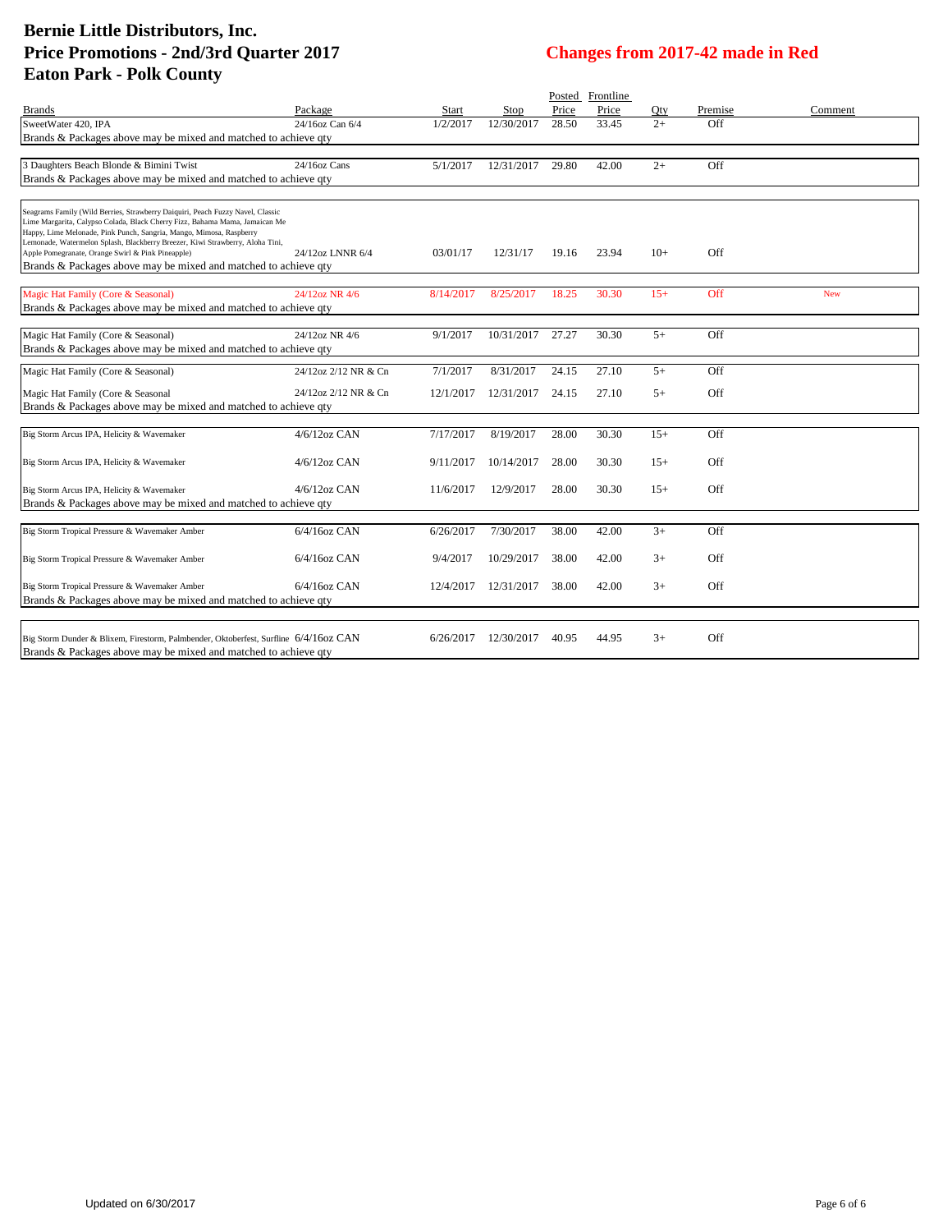# Bernie Little Distributors, Inc.
# Price Promotions - 2nd/3rd Quarter 2017
# Eaton Park - Polk County

## Changes from 2017-42 made in Red

| Brands | Package | Start | Stop | Posted Price | Frontline Price | Qty | Premise | Comment |
|---|---|---|---|---|---|---|---|---|
| SweetWater 420, IPA | 24/16oz Can 6/4 | 1/2/2017 | 12/30/2017 | 28.50 | 33.45 | 2+ | Off | |
| Brands & Packages above may be mixed and matched to achieve qty | | | | | | | | |
| 3 Daughters Beach Blonde & Bimini Twist | 24/16oz Cans | 5/1/2017 | 12/31/2017 | 29.80 | 42.00 | 2+ | Off | |
| Brands & Packages above may be mixed and matched to achieve qty | | | | | | | | |
| Seagrams Family (Wild Berries, Strawberry Daiquiri, Peach Fuzzy Navel, Classic Lime Margarita, Calypso Colada, Black Cherry Fizz, Bahama Mama, Jamaican Me Happy, Lime Melonade, Pink Punch, Sangria, Mango, Mimosa, Raspberry Lemonade, Watermelon Splash, Blackberry Breezer, Kiwi Strawberry, Aloha Tini, Apple Pomegranate, Orange Swirl & Pink Pineapple) | 24/12oz LNNR 6/4 | 03/01/17 | 12/31/17 | 19.16 | 23.94 | 10+ | Off | |
| Brands & Packages above may be mixed and matched to achieve qty | | | | | | | | |
| Magic Hat Family (Core & Seasonal) | 24/12oz NR 4/6 | 8/14/2017 | 8/25/2017 | 18.25 | 30.30 | 15+ | Off | New |
| Brands & Packages above may be mixed and matched to achieve qty | | | | | | | | |
| Magic Hat Family (Core & Seasonal) | 24/12oz NR 4/6 | 9/1/2017 | 10/31/2017 | 27.27 | 30.30 | 5+ | Off | |
| Brands & Packages above may be mixed and matched to achieve qty | | | | | | | | |
| Magic Hat Family (Core & Seasonal) | 24/12oz 2/12 NR & Cn | 7/1/2017 | 8/31/2017 | 24.15 | 27.10 | 5+ | Off | |
| Magic Hat Family (Core & Seasonal | 24/12oz 2/12 NR & Cn | 12/1/2017 | 12/31/2017 | 24.15 | 27.10 | 5+ | Off | |
| Brands & Packages above may be mixed and matched to achieve qty | | | | | | | | |
| Big Storm Arcus IPA, Helicity & Wavemaker | 4/6/12oz CAN | 7/17/2017 | 8/19/2017 | 28.00 | 30.30 | 15+ | Off | |
| Big Storm Arcus IPA, Helicity & Wavemaker | 4/6/12oz CAN | 9/11/2017 | 10/14/2017 | 28.00 | 30.30 | 15+ | Off | |
| Big Storm Arcus IPA, Helicity & Wavemaker | 4/6/12oz CAN | 11/6/2017 | 12/9/2017 | 28.00 | 30.30 | 15+ | Off | |
| Brands & Packages above may be mixed and matched to achieve qty | | | | | | | | |
| Big Storm Tropical Pressure & Wavemaker Amber | 6/4/16oz CAN | 6/26/2017 | 7/30/2017 | 38.00 | 42.00 | 3+ | Off | |
| Big Storm Tropical Pressure & Wavemaker Amber | 6/4/16oz CAN | 9/4/2017 | 10/29/2017 | 38.00 | 42.00 | 3+ | Off | |
| Big Storm Tropical Pressure & Wavemaker Amber | 6/4/16oz CAN | 12/4/2017 | 12/31/2017 | 38.00 | 42.00 | 3+ | Off | |
| Brands & Packages above may be mixed and matched to achieve qty | | | | | | | | |
| Big Storm Dunder & Blixem, Firestorm, Palmbender, Oktoberfest, Surfline | 6/4/16oz CAN | 6/26/2017 | 12/30/2017 | 40.95 | 44.95 | 3+ | Off | |
| Brands & Packages above may be mixed and matched to achieve qty | | | | | | | | |

Updated on 6/30/2017